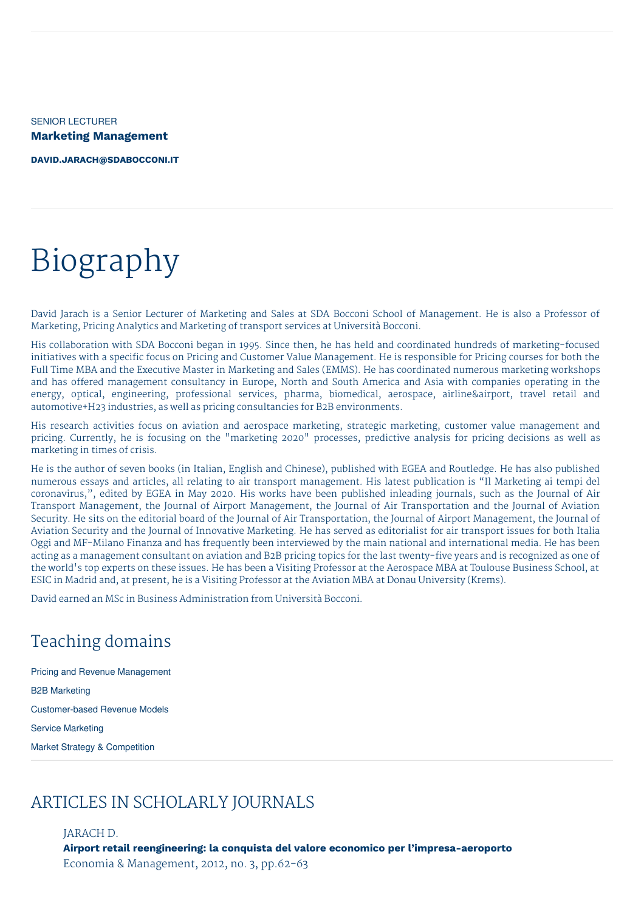SENIOR LECTURER

**Marketing Management**

**DAVID.JARACH@SDABOCCONI.IT**

# Biography

David Jarach is a Senior Lecturer of Marketing and Sales at SDA Bocconi School of Management. He is also a Professor of Marketing, Pricing Analytics and Marketing of transport services at Università Bocconi.

His collaboration with SDA Bocconi began in 1995. Since then, he has held and coordinated hundreds of marketing-focused initiatives with a specific focus on Pricing and Customer Value Management. He is responsible for Pricing courses for both the Full Time MBA and the Executive Master in Marketing and Sales (EMMS). He has coordinated numerous marketing workshops and has offered management consultancy in Europe, North and South America and Asia with companies operating in the energy, optical, engineering, professional services, pharma, biomedical, aerospace, airline&airport, travel retail and automotive+H23 industries, as well as pricing consultancies for B2B environments.

His research activities focus on aviation and aerospace marketing, strategic marketing, customer value management and pricing. Currently, he is focusing on the "marketing 2020" processes, predictive analysis for pricing decisions as well as marketing in times of crisis.

He is the author of seven books (in Italian, English and Chinese), published with EGEA and Routledge. He has also published numerous essays and articles, all relating to air transport management. His latest publication is "Il Marketing ai tempi del coronavirus,", edited by EGEA in May 2020. His works have been published inleading journals, such as the Journal of Air Transport Management, the Journal of Airport Management, the Journal of Air Transportation and the Journal of Aviation Security. He sits on the editorial board of the Journal of Air Transportation, the Journal of Airport Management, the Journal of Aviation Security and the Journal of Innovative Marketing. He has served as editorialist for air transport issues for both Italia Oggi and MF-Milano Finanza and has frequently been interviewed by the main national and international media. He has been acting as a management consultant on aviation and B2B pricing topics for the last twenty-five years and is recognized as one of the world's top experts on these issues. He has been a Visiting Professor at the Aerospace MBA at Toulouse Business School, at ESIC in Madrid and, at present, he is a Visiting Professor at the Aviation MBA at Donau University (Krems).

David earned an MSc in Business Administration from Università Bocconi.

## Teaching domains

Pricing and Revenue Management

B2B Marketing

Customer-based Revenue Models

Service Marketing

Market Strategy & Competition

## ARTICLES IN SCHOLARLY JOURNALS

JARACH D.
**Airport retail reengineering: la conquista del valore economico per l'impresa-aeroporto**
Economia & Management, 2012, no. 3, pp.62-63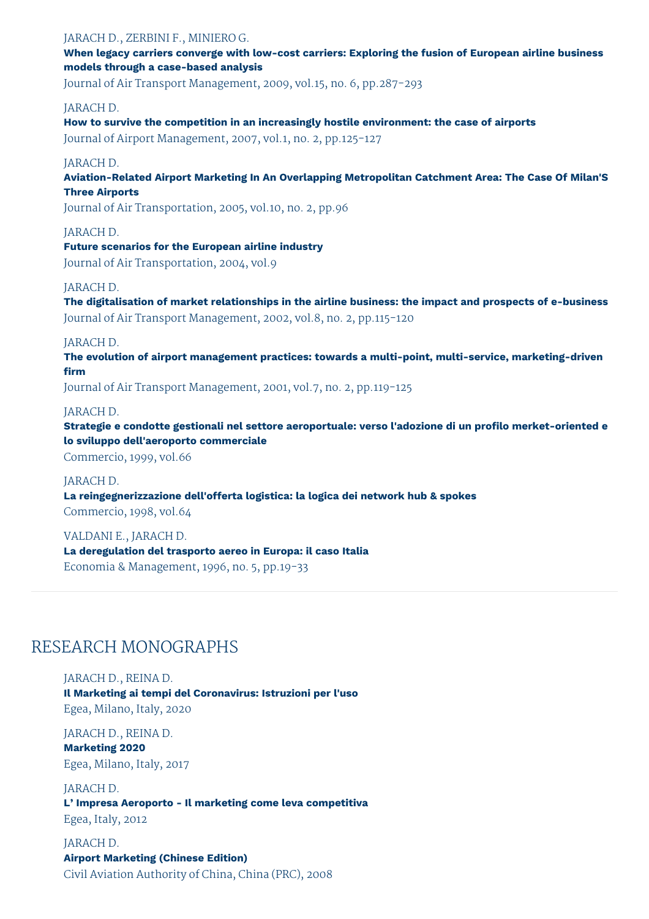JARACH D., ZERBINI F., MINIERO G.
**When legacy carriers converge with low-cost carriers: Exploring the fusion of European airline business models through a case-based analysis**
Journal of Air Transport Management, 2009, vol.15, no. 6, pp.287-293

JARACH D.
**How to survive the competition in an increasingly hostile environment: the case of airports**
Journal of Airport Management, 2007, vol.1, no. 2, pp.125-127

JARACH D.
**Aviation-Related Airport Marketing In An Overlapping Metropolitan Catchment Area: The Case Of Milan'S Three Airports**
Journal of Air Transportation, 2005, vol.10, no. 2, pp.96

JARACH D.
**Future scenarios for the European airline industry**
Journal of Air Transportation, 2004, vol.9

JARACH D.
**The digitalisation of market relationships in the airline business: the impact and prospects of e-business**
Journal of Air Transport Management, 2002, vol.8, no. 2, pp.115-120

JARACH D.
**The evolution of airport management practices: towards a multi-point, multi-service, marketing-driven firm**
Journal of Air Transport Management, 2001, vol.7, no. 2, pp.119-125

JARACH D.
**Strategie e condotte gestionali nel settore aeroportuale: verso l'adozione di un profilo merket-oriented e lo sviluppo dell'aeroporto commerciale**
Commercio, 1999, vol.66

JARACH D.
**La reingegnerizzazione dell'offerta logistica: la logica dei network hub & spokes**
Commercio, 1998, vol.64

VALDANI E., JARACH D.
**La deregulation del trasporto aereo in Europa: il caso Italia**
Economia & Management, 1996, no. 5, pp.19-33

## RESEARCH MONOGRAPHS

JARACH D., REINA D.
**Il Marketing ai tempi del Coronavirus: Istruzioni per l'uso**
Egea, Milano, Italy, 2020

JARACH D., REINA D.
**Marketing 2020**
Egea, Milano, Italy, 2017

JARACH D.
**L' Impresa Aeroporto - Il marketing come leva competitiva**
Egea, Italy, 2012

JARACH D.
**Airport Marketing (Chinese Edition)**
Civil Aviation Authority of China, China (PRC), 2008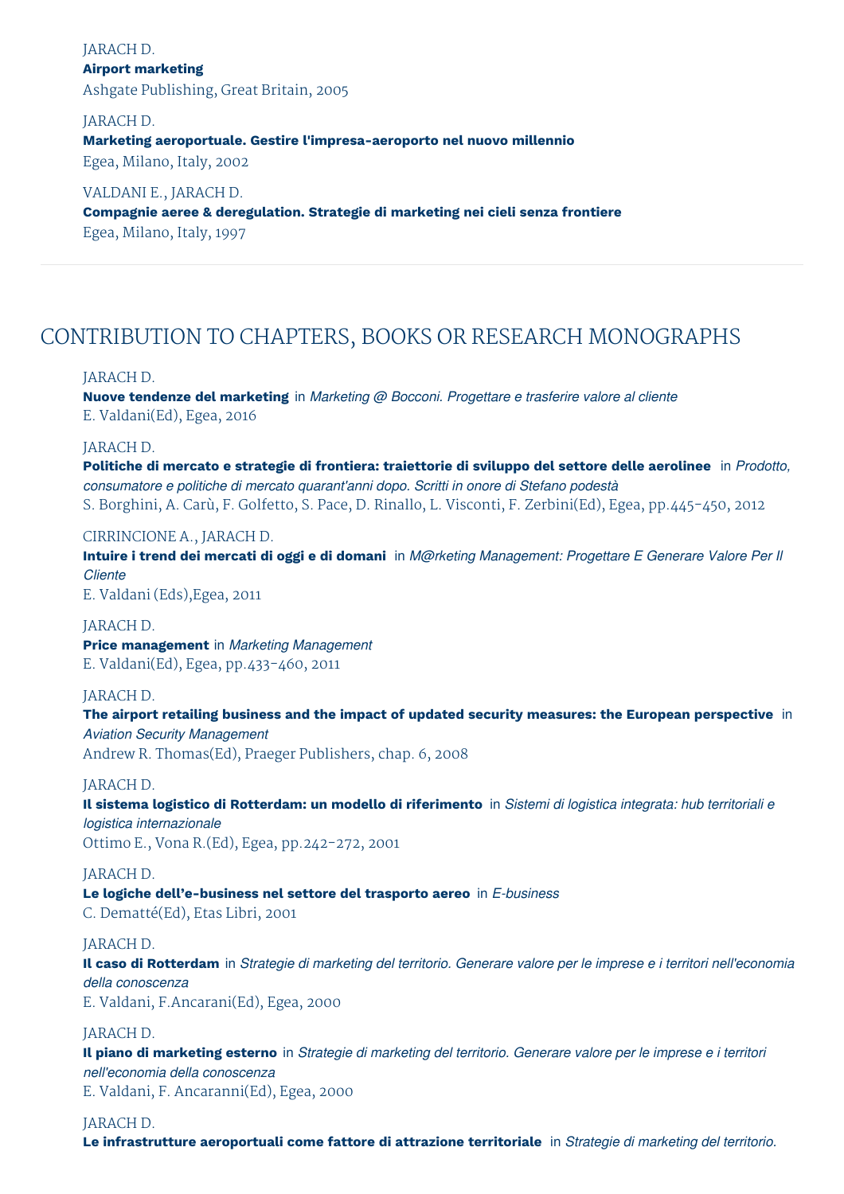JARACH D.
**Airport marketing**
Ashgate Publishing, Great Britain, 2005

JARACH D.
**Marketing aeroportuale. Gestire l'impresa-aeroporto nel nuovo millennio**
Egea, Milano, Italy, 2002

VALDANI E., JARACH D.
**Compagnie aeree & deregulation. Strategie di marketing nei cieli senza frontiere**
Egea, Milano, Italy, 1997

---

## CONTRIBUTION TO CHAPTERS, BOOKS OR RESEARCH MONOGRAPHS

JARACH D.
**Nuove tendenze del marketing** in *Marketing @ Bocconi. Progettare e trasferire valore al cliente*
E. Valdani(Ed), Egea, 2016

JARACH D.
**Politiche di mercato e strategie di frontiera: traiettorie di sviluppo del settore delle aerolinee** in *Prodotto, consumatore e politiche di mercato quarant'anni dopo. Scritti in onore di Stefano podestà*
S. Borghini, A. Carù, F. Golfetto, S. Pace, D. Rinallo, L. Visconti, F. Zerbini(Ed), Egea, pp.445-450, 2012

CIRRINCIONE A., JARACH D.
**Intuire i trend dei mercati di oggi e di domani** in *M@rketing Management: Progettare E Generare Valore Per Il Cliente*
E. Valdani (Eds),Egea, 2011

JARACH D.
**Price management** in *Marketing Management*
E. Valdani(Ed), Egea, pp.433-460, 2011

JARACH D.
**The airport retailing business and the impact of updated security measures: the European perspective** in *Aviation Security Management*
Andrew R. Thomas(Ed), Praeger Publishers, chap. 6, 2008

JARACH D.
**Il sistema logistico di Rotterdam: un modello di riferimento** in *Sistemi di logistica integrata: hub territoriali e logistica internazionale*
Ottimo E., Vona R.(Ed), Egea, pp.242-272, 2001

JARACH D.
**Le logiche dell'e-business nel settore del trasporto aereo** in *E-business*
C. Dematté(Ed), Etas Libri, 2001

JARACH D.
**Il caso di Rotterdam** in *Strategie di marketing del territorio. Generare valore per le imprese e i territori nell'economia della conoscenza*
E. Valdani, F.Ancarani(Ed), Egea, 2000

JARACH D.
**Il piano di marketing esterno** in *Strategie di marketing del territorio. Generare valore per le imprese e i territori nell'economia della conoscenza*
E. Valdani, F. Ancaranni(Ed), Egea, 2000

JARACH D.
**Le infrastrutture aeroportuali come fattore di attrazione territoriale** in *Strategie di marketing del territorio.*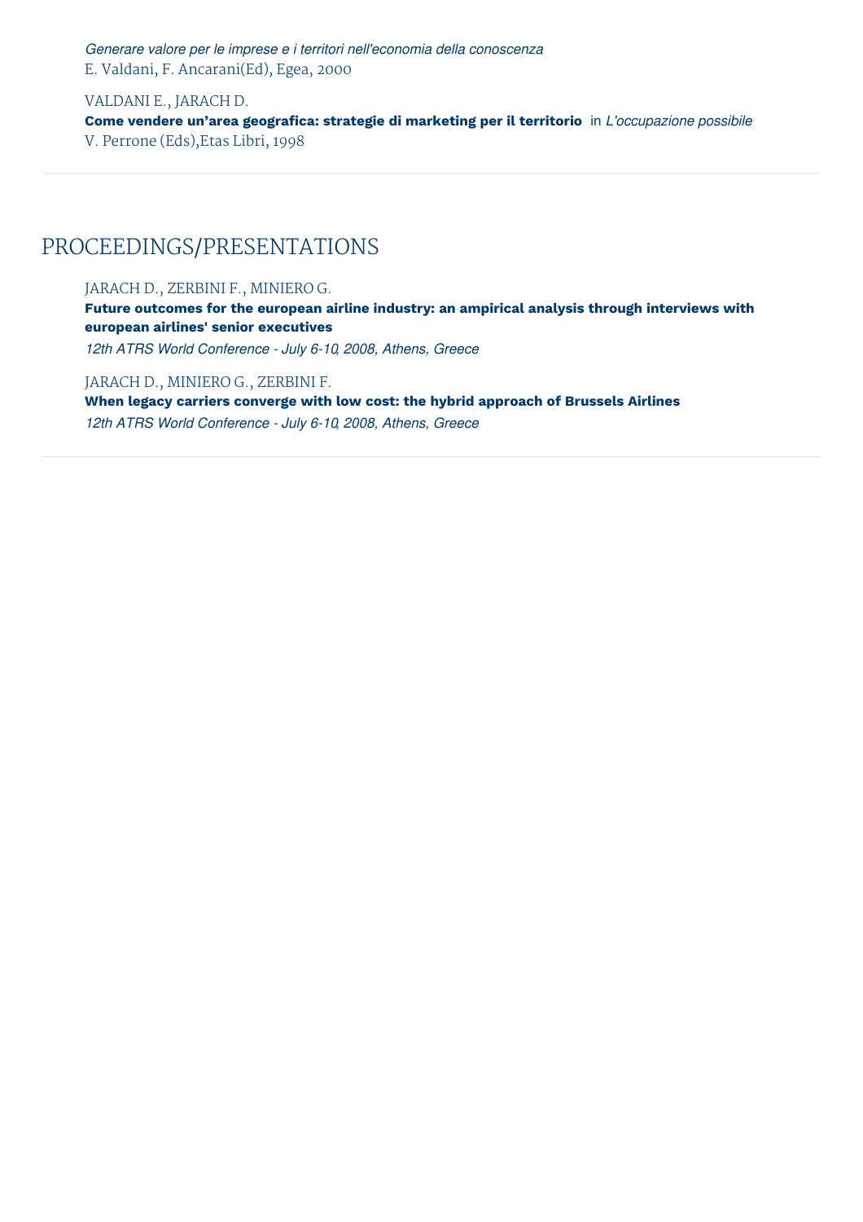*Generare valore per le imprese e i territori nell'economia della conoscenza*
E. Valdani, F. Ancarani(Ed), Egea, 2000

VALDANI E., JARACH D.
**Come vendere un'area geografica: strategie di marketing per il territorio** in *L'occupazione possibile*
V. Perrone (Eds),Etas Libri, 1998

---

## PROCEEDINGS/PRESENTATIONS

JARACH D., ZERBINI F., MINIERO G.
**Future outcomes for the european airline industry: an ampirical analysis through interviews with european airlines' senior executives**
*12th ATRS World Conference - July 6-10, 2008, Athens, Greece*

JARACH D., MINIERO G., ZERBINI F.
**When legacy carriers converge with low cost: the hybrid approach of Brussels Airlines**
*12th ATRS World Conference - July 6-10, 2008, Athens, Greece*

---